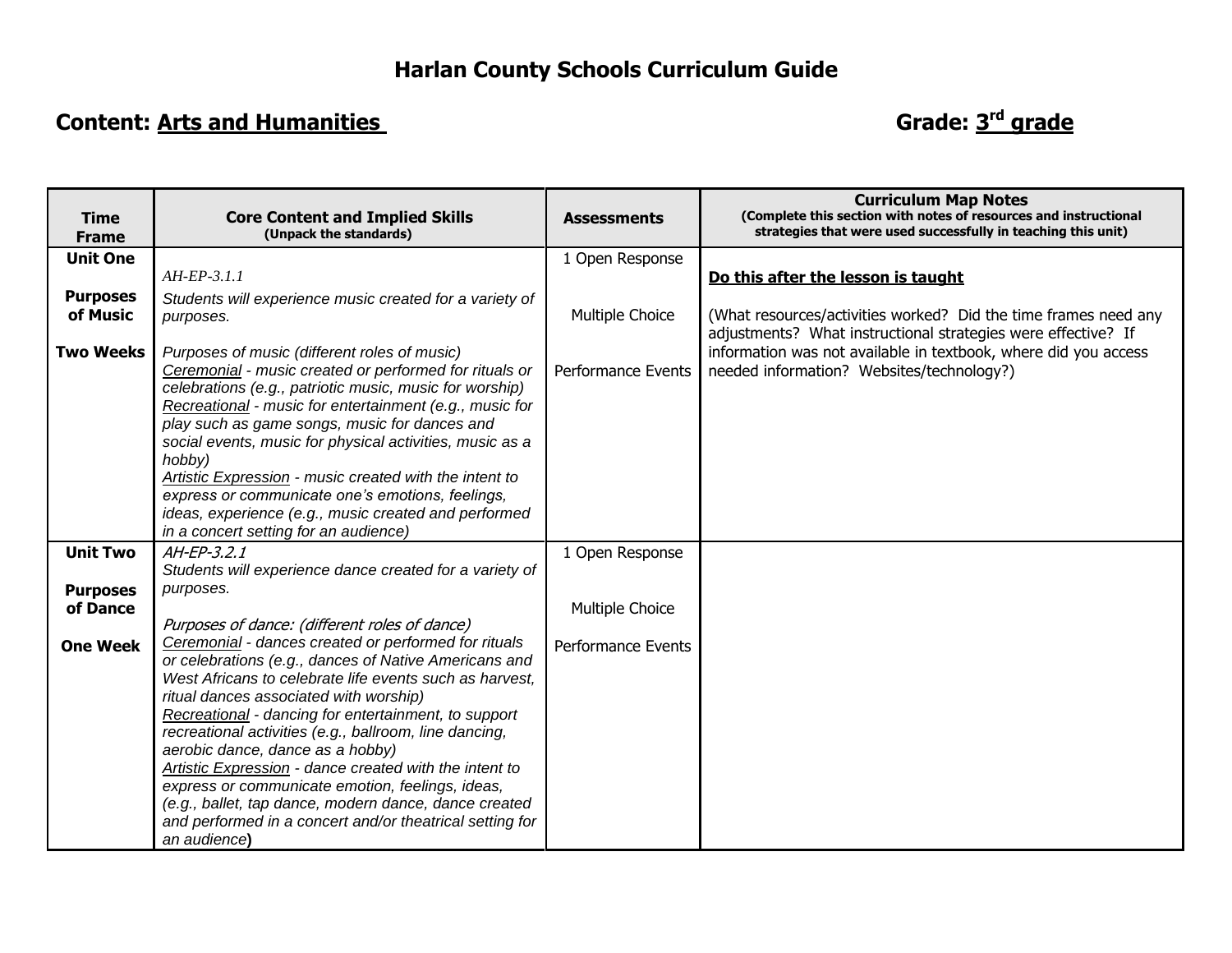# Harlan County Schools Curriculum Guide

## Content: Arts and Humanities    Grade: 3rd grade

| Time Frame | Core Content and Implied Skills (Unpack the standards) | Assessments | Curriculum Map Notes (Complete this section with notes of resources and instructional strategies that were used successfully in teaching this unit) |
|---|---|---|---|
| **Unit One**<br><br>**Purposes of Music**<br><br>**Two Weeks** | *AH-EP-3.1.1*<br>*Students will experience music created for a variety of purposes.*<br><br>*Purposes of music (different roles of music)*<br>*Ceremonial - music created or performed for rituals or celebrations (e.g., patriotic music, music for worship)*<br>*Recreational - music for entertainment (e.g., music for play such as game songs, music for dances and social events, music for physical activities, music as a hobby)*<br>*Artistic Expression - music created with the intent to express or communicate one's emotions, feelings, ideas, experience (e.g., music created and performed in a concert setting for an audience)* | 1 Open Response<br><br>Multiple Choice<br><br>Performance Events | **Do this after the lesson is taught**<br><br>(What resources/activities worked? Did the time frames need any adjustments? What instructional strategies were effective? If information was not available in textbook, where did you access needed information? Websites/technology?) |
| **Unit Two**<br><br>**Purposes of Dance**<br><br>**One Week** | *AH-EP-3.2.1*<br>*Students will experience dance created for a variety of purposes.*<br><br>*Purposes of dance: (different roles of dance)*<br>*Ceremonial - dances created or performed for rituals or celebrations (e.g., dances of Native Americans and West Africans to celebrate life events such as harvest, ritual dances associated with worship)*<br>*Recreational - dancing for entertainment, to support recreational activities (e.g., ballroom, line dancing, aerobic dance, dance as a hobby)*<br>*Artistic Expression - dance created with the intent to express or communicate emotion, feelings, ideas, (e.g., ballet, tap dance, modern dance, dance created and performed in a concert and/or theatrical setting for an audience)* | 1 Open Response<br><br>Multiple Choice<br><br>Performance Events | |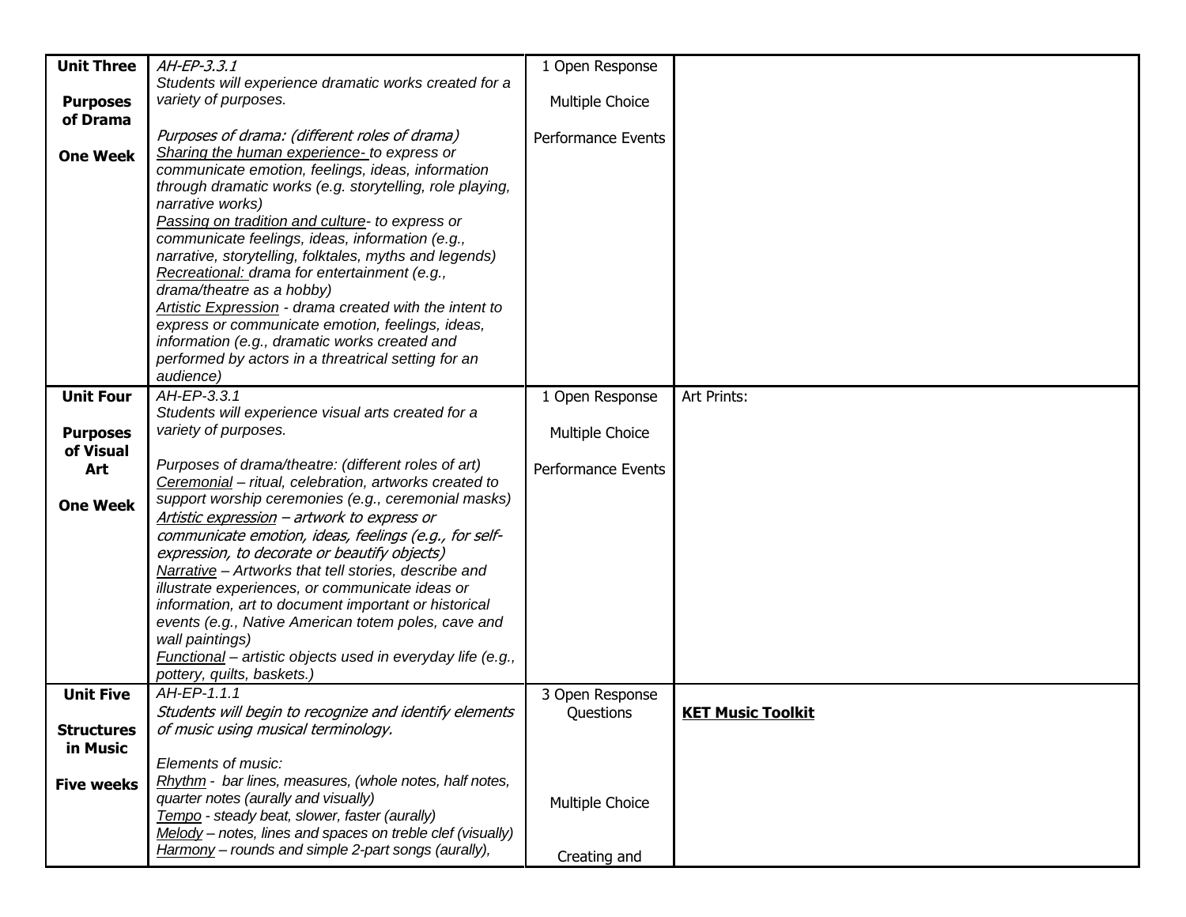| | | | |
|---|---|---|---|
| **Unit Three**<br><br>**Purposes of Drama**<br><br>**One Week** | *AH-EP-3.3.1*<br>*Students will experience dramatic works created for a variety of purposes.*<br><br>*Purposes of drama: (different roles of drama)*<br>*Sharing the human experience- to express or communicate emotion, feelings, ideas, information through dramatic works (e.g. storytelling, role playing, narrative works)*<br>*Passing on tradition and culture- to express or communicate feelings, ideas, information (e.g., narrative, storytelling, folktales, myths and legends)*<br>*Recreational: drama for entertainment (e.g., drama/theatre as a hobby)*<br>*Artistic Expression - drama created with the intent to express or communicate emotion, feelings, ideas, information (e.g., dramatic works created and performed by actors in a threatrical setting for an audience)* | 1 Open Response<br><br>Multiple Choice<br><br>Performance Events | |
| **Unit Four**<br><br>**Purposes of Visual Art**<br><br>**One Week** | *AH-EP-3.3.1*<br>*Students will experience visual arts created for a variety of purposes.*<br><br>*Purposes of drama/theatre: (different roles of art)*<br>*Ceremonial – ritual, celebration, artworks created to support worship ceremonies (e.g., ceremonial masks)*<br>*Artistic expression – artwork to express or communicate emotion, ideas, feelings (e.g., for self-expression, to decorate or beautify objects)*<br>*Narrative – Artworks that tell stories, describe and illustrate experiences, or communicate ideas or information, art to document important or historical events (e.g., Native American totem poles, cave and wall paintings)*<br>*Functional – artistic objects used in everyday life (e.g., pottery, quilts, baskets.)* | 1 Open Response<br><br>Multiple Choice<br><br>Performance Events | Art Prints: |
| **Unit Five**<br><br>**Structures in Music**<br><br>**Five weeks** | *AH-EP-1.1.1*<br>*Students will begin to recognize and identify elements of music using musical terminology.*<br><br>*Elements of music:*<br>*Rhythm - bar lines, measures, (whole notes, half notes, quarter notes (aurally and visually)*<br>*Tempo - steady beat, slower, faster (aurally)*<br>*Melody – notes, lines and spaces on treble clef (visually)*<br>*Harmony – rounds and simple 2-part songs (aurally),* | 3 Open Response Questions<br><br>Multiple Choice<br><br>Creating and | **KET Music Toolkit** |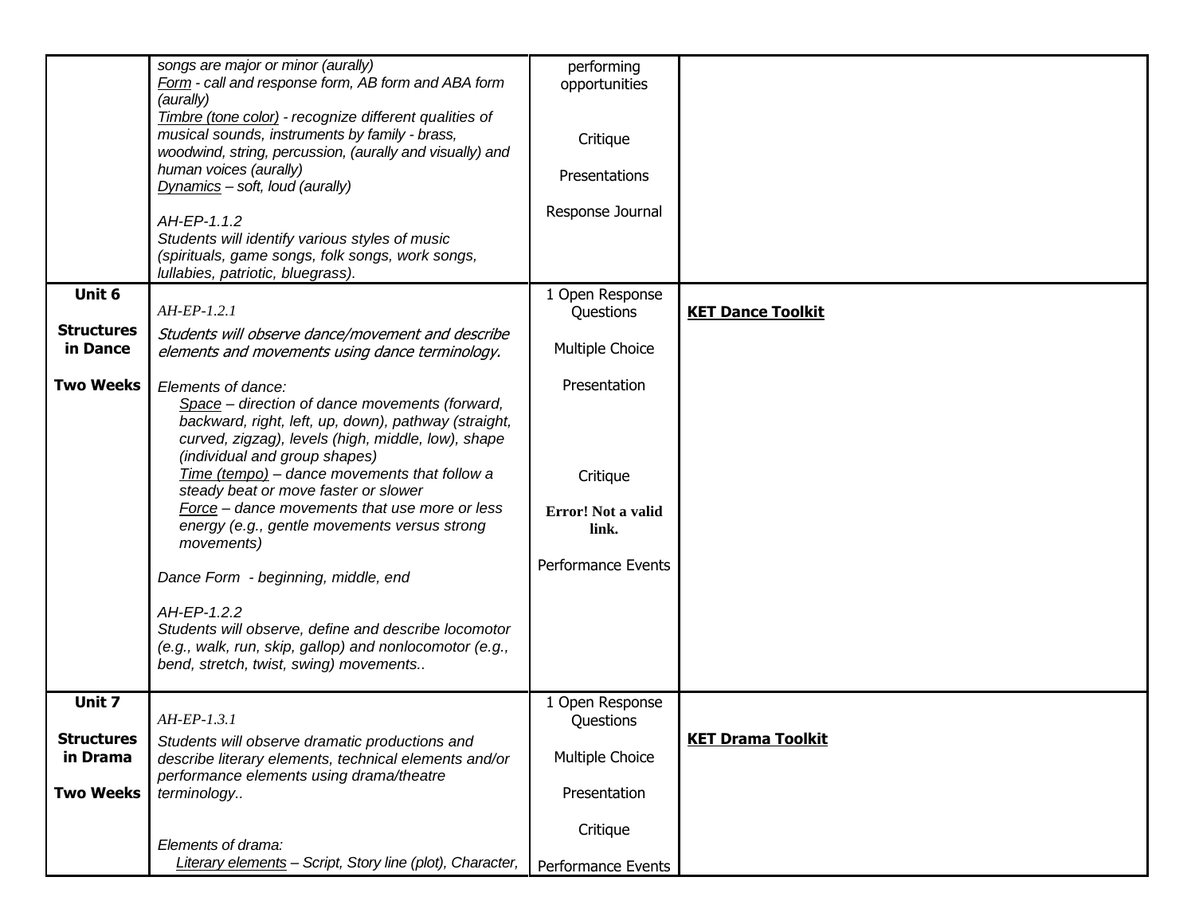| | | | |
|---|---|---|---|
| | *songs are major or minor (aurally)*<br>*<u>Form</u> - call and response form, AB form and ABA form (aurally)*<br>*<u>Timbre (tone color)</u> - recognize different qualities of musical sounds, instruments by family - brass, woodwind, string, percussion, (aurally and visually) and human voices (aurally)*<br>*<u>Dynamics</u> – soft, loud (aurally)*<br><br>*AH-EP-1.1.2*<br>*Students will identify various styles of music (spirituals, game songs, folk songs, work songs, lullabies, patriotic, bluegrass).* | performing opportunities<br><br>Critique<br><br>Presentations<br><br>Response Journal | |
| **Unit 6**<br><br>**Structures in Dance**<br><br>**Two Weeks** | *AH-EP-1.2.1*<br>*Students will observe dance/movement and describe elements and movements using dance terminology.*<br><br>*Elements of dance:*<br>*<u>Space</u> – direction of dance movements (forward, backward, right, left, up, down), pathway (straight, curved, zigzag), levels (high, middle, low), shape (individual and group shapes)*<br>*<u>Time (tempo)</u> – dance movements that follow a steady beat or move faster or slower*<br>*<u>Force</u> – dance movements that use more or less energy (e.g., gentle movements versus strong movements)*<br><br>*Dance Form - beginning, middle, end*<br><br>*AH-EP-1.2.2*<br>*Students will observe, define and describe locomotor (e.g., walk, run, skip, gallop) and nonlocomotor (e.g., bend, stretch, twist, swing) movements..* | 1 Open Response Questions<br><br>Multiple Choice<br><br>Presentation<br><br>Critique<br><br>**Error! Not a valid link.**<br><br>Performance Events | **<u>KET Dance Toolkit</u>** |
| **Unit 7**<br><br>**Structures in Drama**<br><br>**Two Weeks** | *AH-EP-1.3.1*<br>*Students will observe dramatic productions and describe literary elements, technical elements and/or performance elements using drama/theatre terminology..*<br><br>*Elements of drama:*<br>*<u>Literary elements</u> – Script, Story line (plot), Character,* | 1 Open Response Questions<br><br>Multiple Choice<br><br>Presentation<br><br>Critique<br><br>Performance Events | **<u>KET Drama Toolkit</u>** |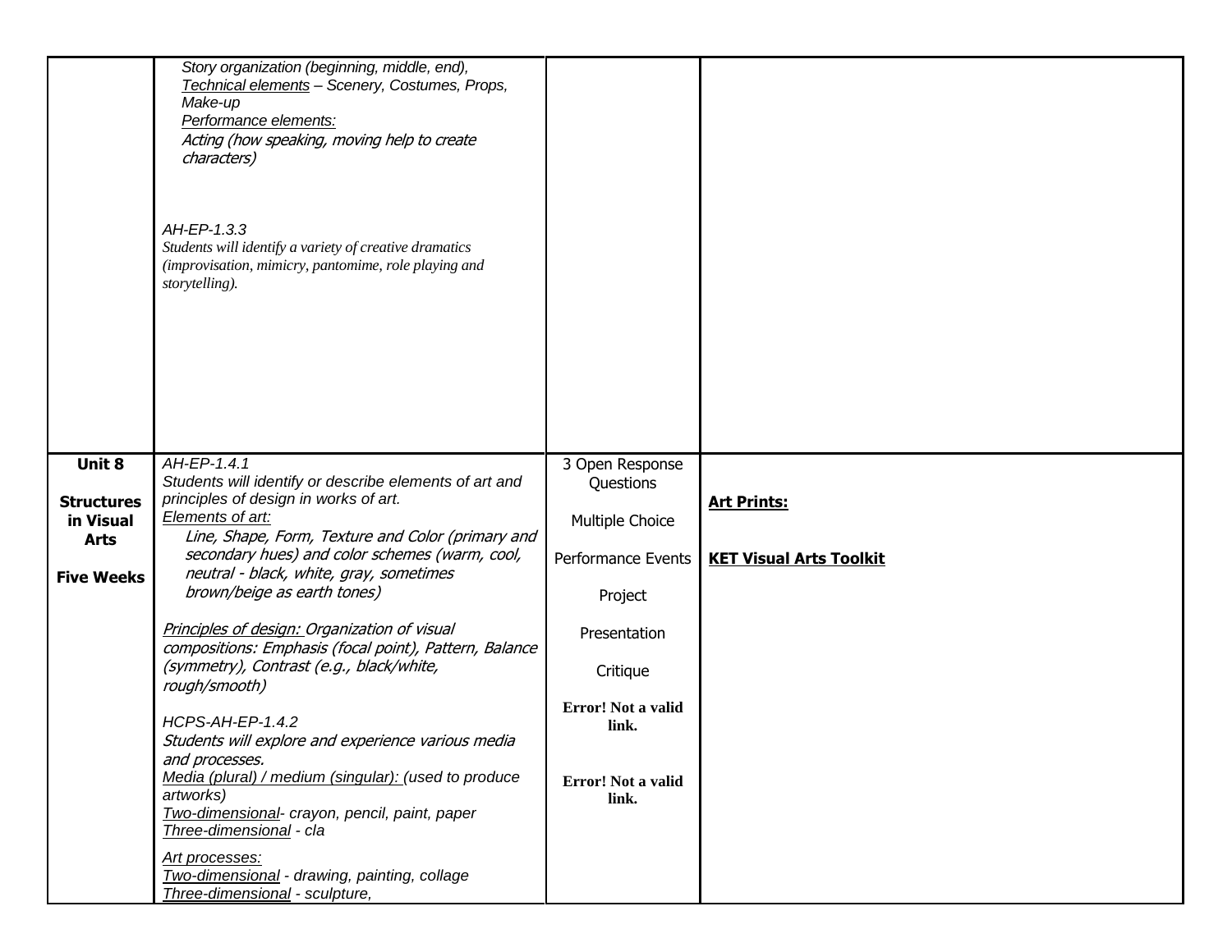| | | | |
|---|---|---|---|
| | *Story organization (beginning, middle, end),*<br>*<u>Technical elements</u> – Scenery, Costumes, Props, Make-up*<br>*<u>Performance elements:</u>*<br>*Acting (how speaking, moving help to create characters)*<br><br>*AH-EP-1.3.3*<br>*Students will identify a variety of creative dramatics (improvisation, mimicry, pantomime, role playing and storytelling).* | | |
| **Unit 8**<br><br>**Structures in Visual Arts**<br><br>**Five Weeks** | *AH-EP-1.4.1*<br>*Students will identify or describe elements of art and principles of design in works of art.*<br>*<u>Elements of art:</u>*<br>*Line, Shape, Form, Texture and Color (primary and secondary hues) and color schemes (warm, cool, neutral - black, white, gray, sometimes brown/beige as earth tones)*<br><br>*<u>Principles of design:</u> Organization of visual compositions: Emphasis (focal point), Pattern, Balance (symmetry), Contrast (e.g., black/white, rough/smooth)*<br><br>*HCPS-AH-EP-1.4.2*<br>*Students will explore and experience various media and processes.*<br>*<u>Media (plural) / medium (singular):</u> (used to produce artworks)*<br>*<u>Two-dimensional</u>- crayon, pencil, paint, paper*<br>*<u>Three-dimensional</u> - cla*<br><br>*<u>Art processes:</u>*<br>*<u>Two-dimensional</u> - drawing, painting, collage*<br>*<u>Three-dimensional</u> - sculpture,* | 3 Open Response Questions<br><br>Multiple Choice<br><br>Performance Events<br><br>Project<br><br>Presentation<br><br>Critique<br><br>**Error! Not a valid link.**<br><br>**Error! Not a valid link.** | **<u>Art Prints:</u>**<br><br>**<u>KET Visual Arts Toolkit</u>** |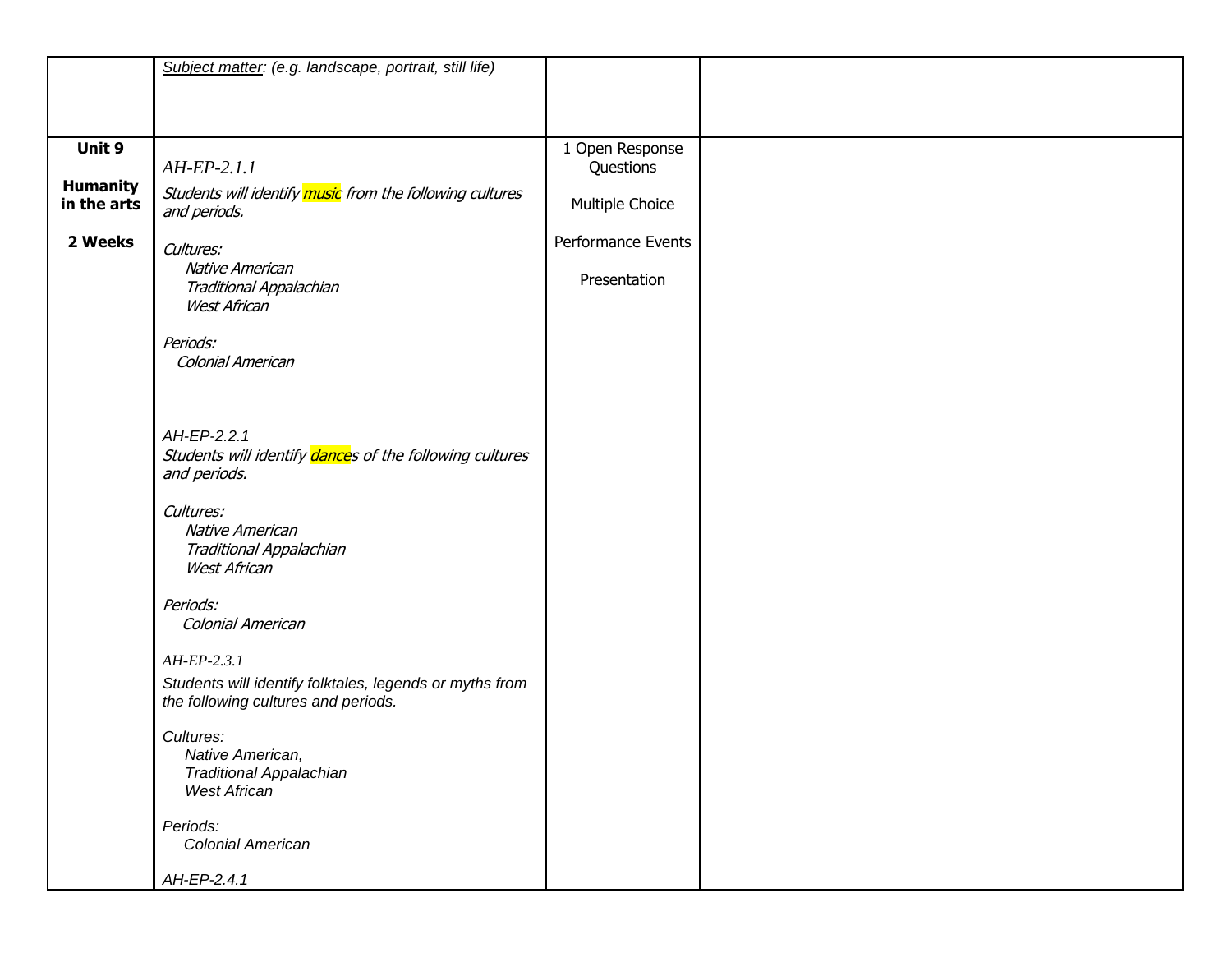| | | | |
|---|---|---|---|
| | *Subject matter: (e.g. landscape, portrait, still life)* | | |
| **Unit 9**<br><br>**Humanity in the arts**<br><br>**2 Weeks** | *AH-EP-2.1.1*<br>*Students will identify music from the following cultures and periods.*<br><br>*Cultures:*<br>*Native American*<br>*Traditional Appalachian*<br>*West African*<br><br>*Periods:*<br>*Colonial American*<br><br>*AH-EP-2.2.1*<br>*Students will identify dances of the following cultures and periods.*<br><br>*Cultures:*<br>*Native American*<br>*Traditional Appalachian*<br>*West African*<br><br>*Periods:*<br>*Colonial American*<br><br>*AH-EP-2.3.1*<br>*Students will identify folktales, legends or myths from the following cultures and periods.*<br><br>*Cultures:*<br>*Native American,*<br>*Traditional Appalachian*<br>*West African*<br><br>*Periods:*<br>*Colonial American*<br><br>*AH-EP-2.4.1* | 1 Open Response Questions<br><br>Multiple Choice<br><br>Performance Events<br><br>Presentation | |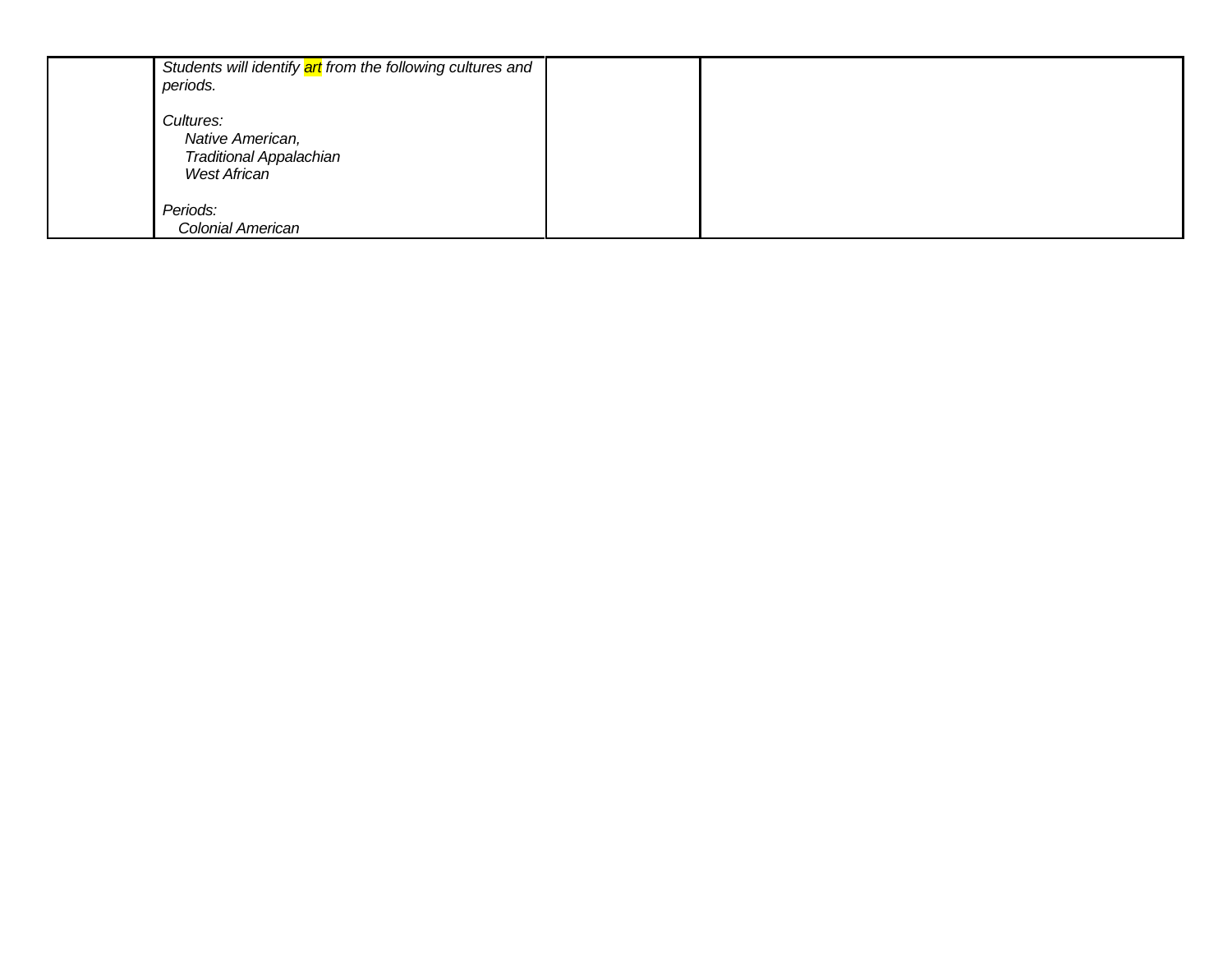| | | | |
|---|---|---|---|
| | *Students will identify art from the following cultures and periods.*<br><br>*Cultures:*<br>*Native American,*<br>*Traditional Appalachian*<br>*West African*<br><br>*Periods:*<br>*Colonial American* | | |